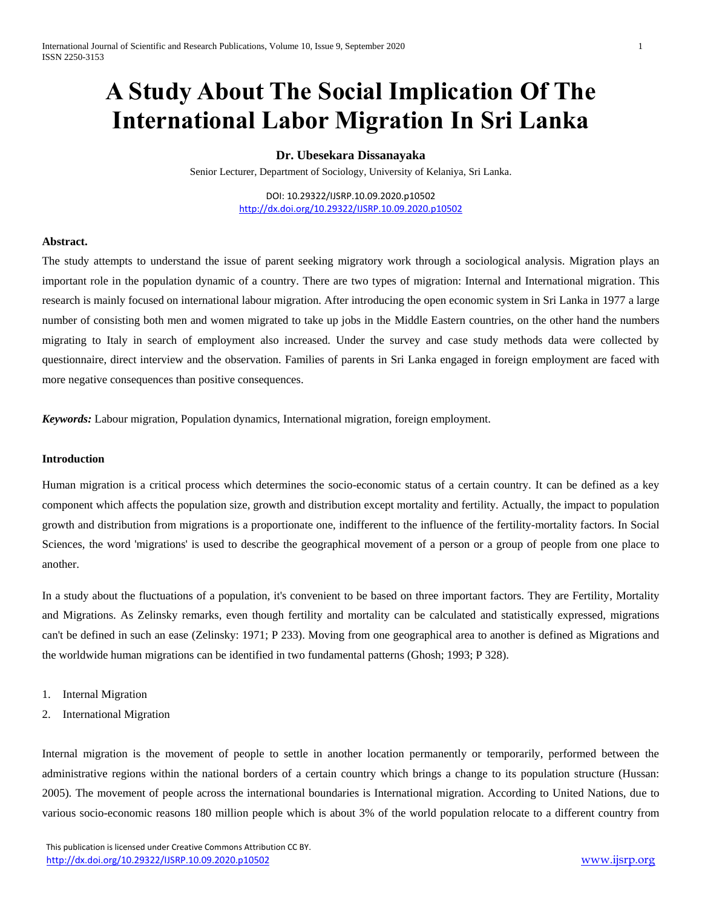# A Study About The Social Implication Of The International Labor Migration In Sri Lanka

**Dr. Ubesekara Dissanayaka**

Senior Lecturer, Department of Sociology, University of Kelaniya, Sri Lanka.

DOI: 10.29322/IJSRP.10.09.2020.p10502
http://dx.doi.org/10.29322/IJSRP.10.09.2020.p10502

**Abstract.**

The study attempts to understand the issue of parent seeking migratory work through a sociological analysis. Migration plays an important role in the population dynamic of a country. There are two types of migration: Internal and International migration. This research is mainly focused on international labour migration. After introducing the open economic system in Sri Lanka in 1977 a large number of consisting both men and women migrated to take up jobs in the Middle Eastern countries, on the other hand the numbers migrating to Italy in search of employment also increased. Under the survey and case study methods data were collected by questionnaire, direct interview and the observation. Families of parents in Sri Lanka engaged in foreign employment are faced with more negative consequences than positive consequences.

***Keywords:*** Labour migration, Population dynamics, International migration, foreign employment.

**Introduction**

Human migration is a critical process which determines the socio-economic status of a certain country. It can be defined as a key component which affects the population size, growth and distribution except mortality and fertility. Actually, the impact to population growth and distribution from migrations is a proportionate one, indifferent to the influence of the fertility-mortality factors. In Social Sciences, the word 'migrations' is used to describe the geographical movement of a person or a group of people from one place to another.

In a study about the fluctuations of a population, it's convenient to be based on three important factors. They are Fertility, Mortality and Migrations. As Zelinsky remarks, even though fertility and mortality can be calculated and statistically expressed, migrations can't be defined in such an ease (Zelinsky: 1971; P 233). Moving from one geographical area to another is defined as Migrations and the worldwide human migrations can be identified in two fundamental patterns (Ghosh; 1993; P 328).

1. Internal Migration
2. International Migration

Internal migration is the movement of people to settle in another location permanently or temporarily, performed between the administrative regions within the national borders of a certain country which brings a change to its population structure (Hussan: 2005). The movement of people across the international boundaries is International migration. According to United Nations, due to various socio-economic reasons 180 million people which is about 3% of the world population relocate to a different country from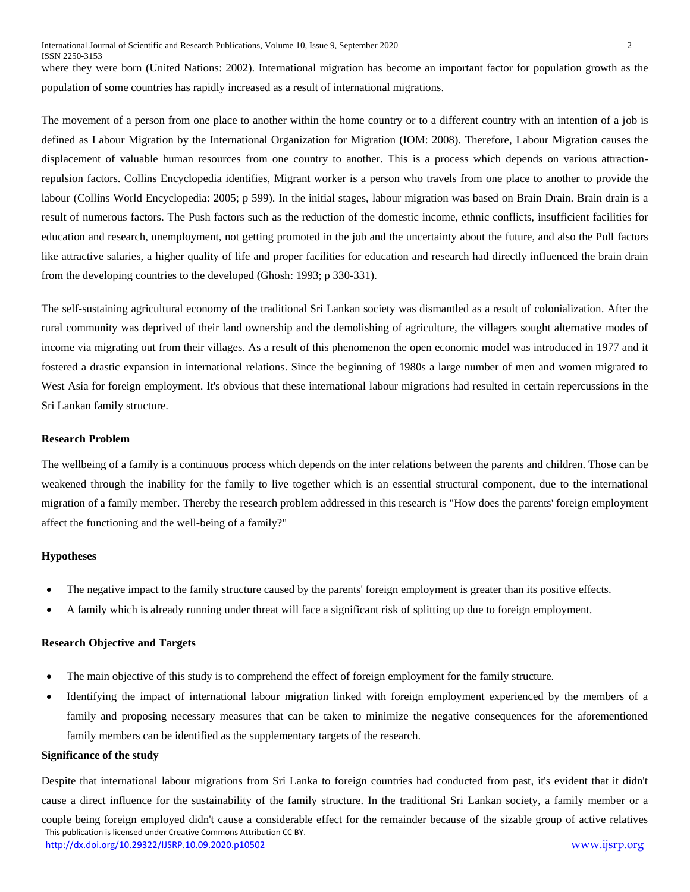where they were born (United Nations: 2002). International migration has become an important factor for population growth as the population of some countries has rapidly increased as a result of international migrations.

The movement of a person from one place to another within the home country or to a different country with an intention of a job is defined as Labour Migration by the International Organization for Migration (IOM: 2008). Therefore, Labour Migration causes the displacement of valuable human resources from one country to another. This is a process which depends on various attraction-repulsion factors. Collins Encyclopedia identifies, Migrant worker is a person who travels from one place to another to provide the labour (Collins World Encyclopedia: 2005; p 599). In the initial stages, labour migration was based on Brain Drain. Brain drain is a result of numerous factors. The Push factors such as the reduction of the domestic income, ethnic conflicts, insufficient facilities for education and research, unemployment, not getting promoted in the job and the uncertainty about the future, and also the Pull factors like attractive salaries, a higher quality of life and proper facilities for education and research had directly influenced the brain drain from the developing countries to the developed (Ghosh: 1993; p 330-331).

The self-sustaining agricultural economy of the traditional Sri Lankan society was dismantled as a result of colonialization. After the rural community was deprived of their land ownership and the demolishing of agriculture, the villagers sought alternative modes of income via migrating out from their villages. As a result of this phenomenon the open economic model was introduced in 1977 and it fostered a drastic expansion in international relations. Since the beginning of 1980s a large number of men and women migrated to West Asia for foreign employment. It's obvious that these international labour migrations had resulted in certain repercussions in the Sri Lankan family structure.

**Research Problem**

The wellbeing of a family is a continuous process which depends on the inter relations between the parents and children. Those can be weakened through the inability for the family to live together which is an essential structural component, due to the international migration of a family member. Thereby the research problem addressed in this research is "How does the parents' foreign employment affect the functioning and the well-being of a family?"

**Hypotheses**

- The negative impact to the family structure caused by the parents' foreign employment is greater than its positive effects.
- A family which is already running under threat will face a significant risk of splitting up due to foreign employment.

**Research Objective and Targets**

- The main objective of this study is to comprehend the effect of foreign employment for the family structure.
- Identifying the impact of international labour migration linked with foreign employment experienced by the members of a family and proposing necessary measures that can be taken to minimize the negative consequences for the aforementioned family members can be identified as the supplementary targets of the research.

**Significance of the study**

Despite that international labour migrations from Sri Lanka to foreign countries had conducted from past, it's evident that it didn't cause a direct influence for the sustainability of the family structure. In the traditional Sri Lankan society, a family member or a couple being foreign employed didn't cause a considerable effect for the remainder because of the sizable group of active relatives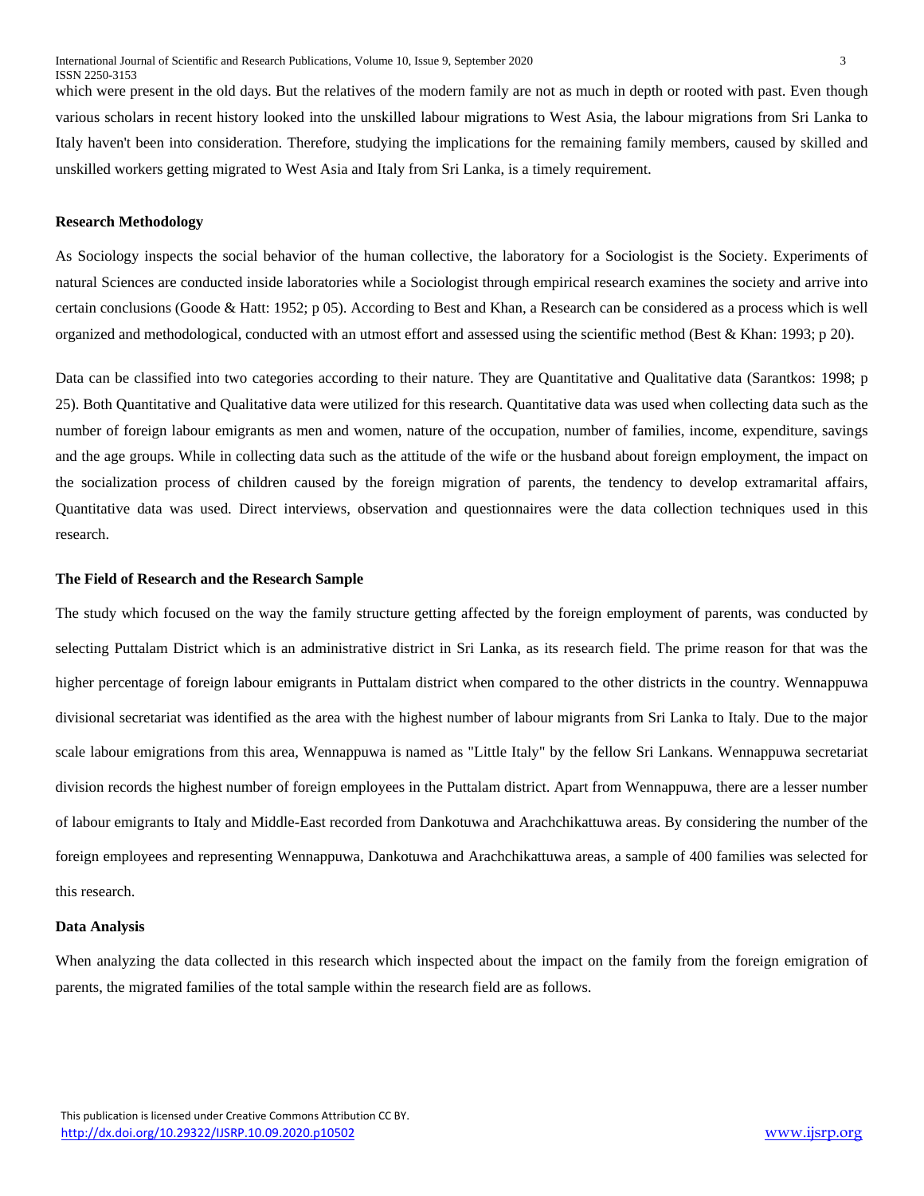which were present in the old days. But the relatives of the modern family are not as much in depth or rooted with past. Even though various scholars in recent history looked into the unskilled labour migrations to West Asia, the labour migrations from Sri Lanka to Italy haven't been into consideration. Therefore, studying the implications for the remaining family members, caused by skilled and unskilled workers getting migrated to West Asia and Italy from Sri Lanka, is a timely requirement.

## Research Methodology

As Sociology inspects the social behavior of the human collective, the laboratory for a Sociologist is the Society. Experiments of natural Sciences are conducted inside laboratories while a Sociologist through empirical research examines the society and arrive into certain conclusions (Goode & Hatt: 1952; p 05). According to Best and Khan, a Research can be considered as a process which is well organized and methodological, conducted with an utmost effort and assessed using the scientific method (Best & Khan: 1993; p 20).

Data can be classified into two categories according to their nature. They are Quantitative and Qualitative data (Sarantkos: 1998; p 25). Both Quantitative and Qualitative data were utilized for this research. Quantitative data was used when collecting data such as the number of foreign labour emigrants as men and women, nature of the occupation, number of families, income, expenditure, savings and the age groups. While in collecting data such as the attitude of the wife or the husband about foreign employment, the impact on the socialization process of children caused by the foreign migration of parents, the tendency to develop extramarital affairs, Quantitative data was used. Direct interviews, observation and questionnaires were the data collection techniques used in this research.

## The Field of Research and the Research Sample

The study which focused on the way the family structure getting affected by the foreign employment of parents, was conducted by selecting Puttalam District which is an administrative district in Sri Lanka, as its research field. The prime reason for that was the higher percentage of foreign labour emigrants in Puttalam district when compared to the other districts in the country. Wennappuwa divisional secretariat was identified as the area with the highest number of labour migrants from Sri Lanka to Italy. Due to the major scale labour emigrations from this area, Wennappuwa is named as "Little Italy" by the fellow Sri Lankans. Wennappuwa secretariat division records the highest number of foreign employees in the Puttalam district. Apart from Wennappuwa, there are a lesser number of labour emigrants to Italy and Middle-East recorded from Dankotuwa and Arachchikattuwa areas. By considering the number of the foreign employees and representing Wennappuwa, Dankotuwa and Arachchikattuwa areas, a sample of 400 families was selected for this research.

## Data Analysis

When analyzing the data collected in this research which inspected about the impact on the family from the foreign emigration of parents, the migrated families of the total sample within the research field are as follows.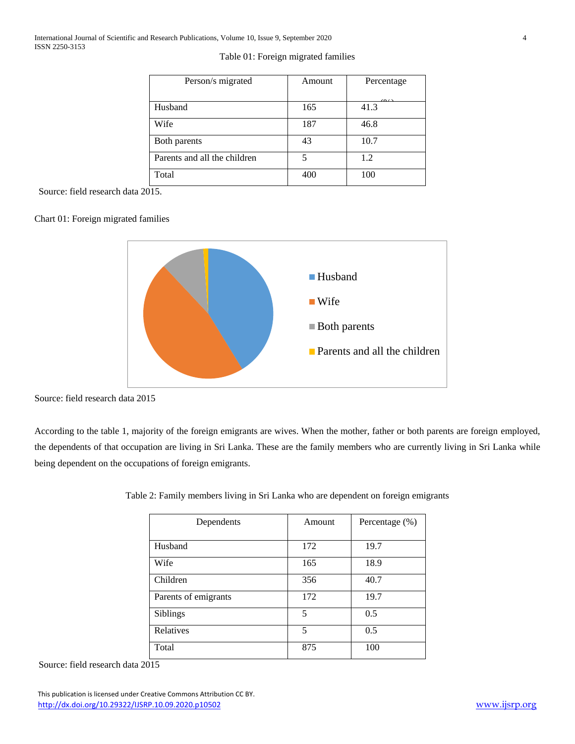Table 01: Foreign migrated families

| Person/s migrated | Amount | Percentage (%) |
|---|---|---|
| Husband | 165 | 41.3 |
| Wife | 187 | 46.8 |
| Both parents | 43 | 10.7 |
| Parents and all the children | 5 | 1.2 |
| Total | 400 | 100 |

Source: field research data 2015.

Chart 01: Foreign migrated families

Source: field research data 2015

According to the table 1, majority of the foreign emigrants are wives. When the mother, father or both parents are foreign employed, the dependents of that occupation are living in Sri Lanka. These are the family members who are currently living in Sri Lanka while being dependent on the occupations of foreign emigrants.

Table 2: Family members living in Sri Lanka who are dependent on foreign emigrants

| Dependents | Amount | Percentage (%) |
|---|---|---|
| Husband | 172 | 19.7 |
| Wife | 165 | 18.9 |
| Children | 356 | 40.7 |
| Parents of emigrants | 172 | 19.7 |
| Siblings | 5 | 0.5 |
| Relatives | 5 | 0.5 |
| Total | 875 | 100 |

Source: field research data 2015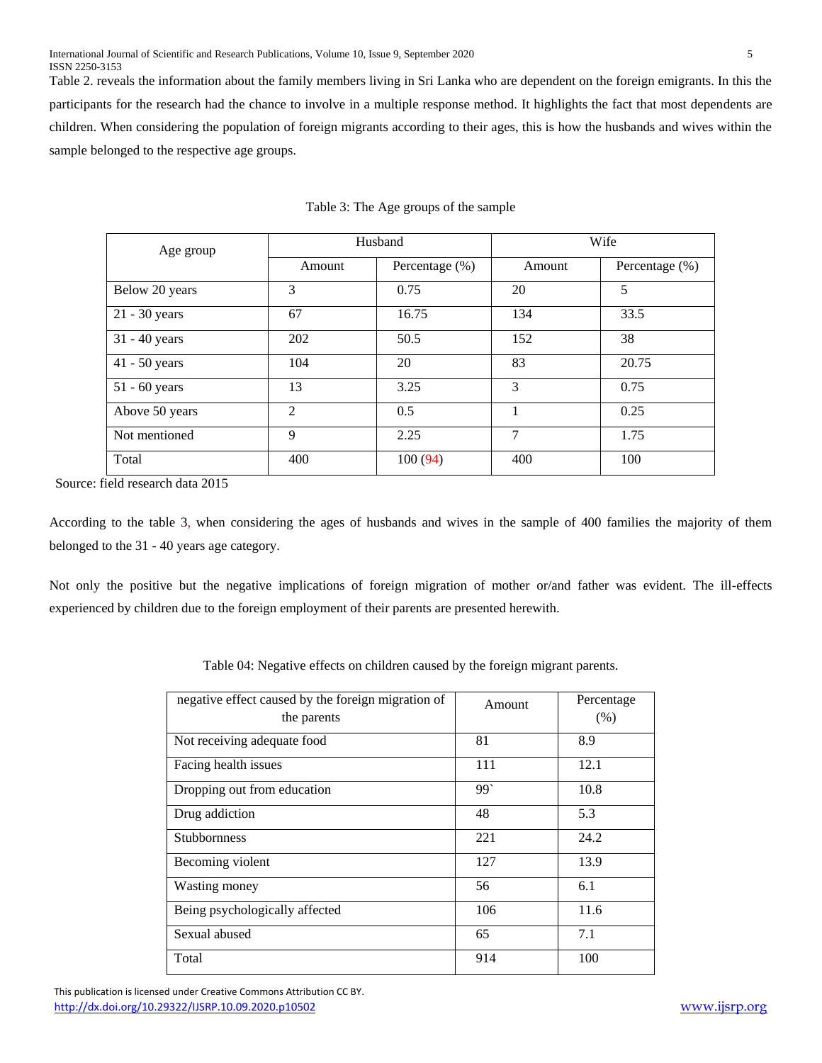Table 2. reveals the information about the family members living in Sri Lanka who are dependent on the foreign emigrants. In this the participants for the research had the chance to involve in a multiple response method. It highlights the fact that most dependents are children. When considering the population of foreign migrants according to their ages, this is how the husbands and wives within the sample belonged to the respective age groups.

Table 3: The Age groups of the sample

| Age group | Husband | | Wife | |
|---|---|---|---|---|
| | Amount | Percentage (%) | Amount | Percentage (%) |
| Below 20 years | 3 | 0.75 | 20 | 5 |
| 21 - 30 years | 67 | 16.75 | 134 | 33.5 |
| 31 - 40 years | 202 | 50.5 | 152 | 38 |
| 41 - 50 years | 104 | 20 | 83 | 20.75 |
| 51 - 60 years | 13 | 3.25 | 3 | 0.75 |
| Above 50 years | 2 | 0.5 | 1 | 0.25 |
| Not mentioned | 9 | 2.25 | 7 | 1.75 |
| Total | 400 | 100 (94) | 400 | 100 |

Source: field research data 2015

According to the table 3, when considering the ages of husbands and wives in the sample of 400 families the majority of them belonged to the 31 - 40 years age category.

Not only the positive but the negative implications of foreign migration of mother or/and father was evident. The ill-effects experienced by children due to the foreign employment of their parents are presented herewith.

Table 04: Negative effects on children caused by the foreign migrant parents.

| negative effect caused by the foreign migration of the parents | Amount | Percentage (%) |
|---|---|---|
| Not receiving adequate food | 81 | 8.9 |
| Facing health issues | 111 | 12.1 |
| Dropping out from education | 99` | 10.8 |
| Drug addiction | 48 | 5.3 |
| Stubbornness | 221 | 24.2 |
| Becoming violent | 127 | 13.9 |
| Wasting money | 56 | 6.1 |
| Being psychologically affected | 106 | 11.6 |
| Sexual abused | 65 | 7.1 |
| Total | 914 | 100 |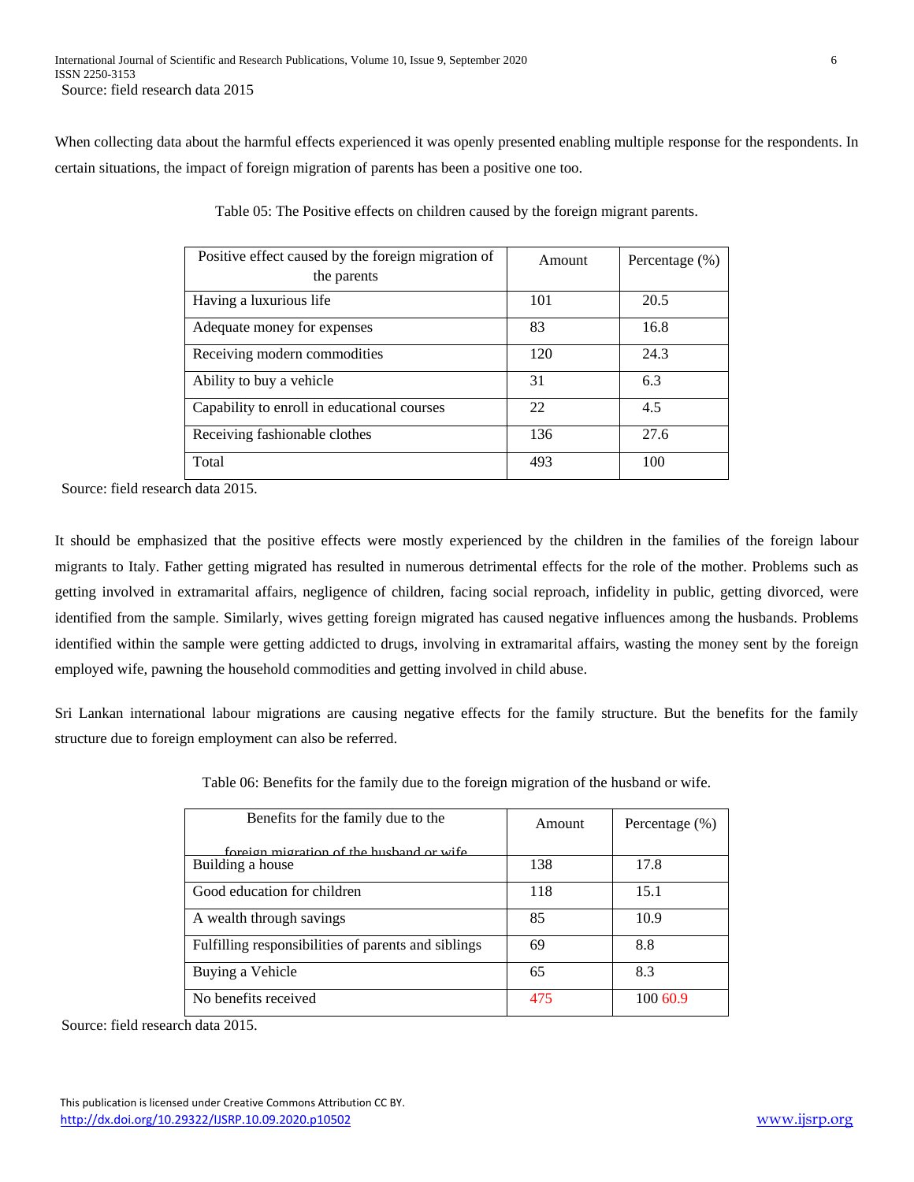Source: field research data 2015

When collecting data about the harmful effects experienced it was openly presented enabling multiple response for the respondents. In certain situations, the impact of foreign migration of parents has been a positive one too.

Table 05: The Positive effects on children caused by the foreign migrant parents.

| Positive effect caused by the foreign migration of the parents | Amount | Percentage (%) |
|---|---|---|
| Having a luxurious life | 101 | 20.5 |
| Adequate money for expenses | 83 | 16.8 |
| Receiving modern commodities | 120 | 24.3 |
| Ability to buy a vehicle | 31 | 6.3 |
| Capability to enroll in educational courses | 22 | 4.5 |
| Receiving fashionable clothes | 136 | 27.6 |
| Total | 493 | 100 |

Source: field research data 2015.

It should be emphasized that the positive effects were mostly experienced by the children in the families of the foreign labour migrants to Italy. Father getting migrated has resulted in numerous detrimental effects for the role of the mother. Problems such as getting involved in extramarital affairs, negligence of children, facing social reproach, infidelity in public, getting divorced, were identified from the sample. Similarly, wives getting foreign migrated has caused negative influences among the husbands. Problems identified within the sample were getting addicted to drugs, involving in extramarital affairs, wasting the money sent by the foreign employed wife, pawning the household commodities and getting involved in child abuse.

Sri Lankan international labour migrations are causing negative effects for the family structure. But the benefits for the family structure due to foreign employment can also be referred.

Table 06: Benefits for the family due to the foreign migration of the husband or wife.

| Benefits for the family due to the foreign migration of the husband or wife | Amount | Percentage (%) |
|---|---|---|
| Building a house | 138 | 17.8 |
| Good education for children | 118 | 15.1 |
| A wealth through savings | 85 | 10.9 |
| Fulfilling responsibilities of parents and siblings | 69 | 8.8 |
| Buying a Vehicle | 65 | 8.3 |
| No benefits received | 475 | 100 60.9 |

Source: field research data 2015.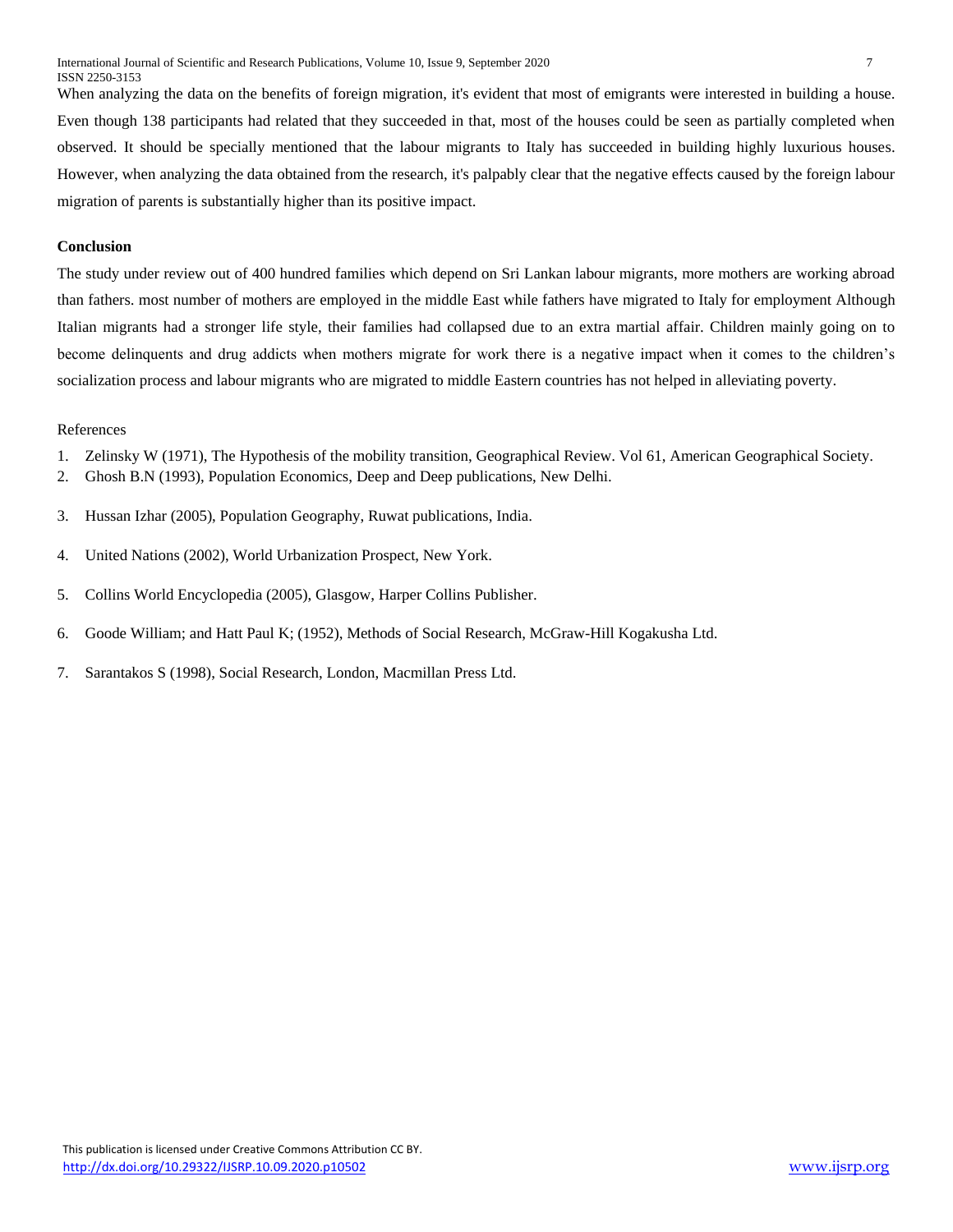When analyzing the data on the benefits of foreign migration, it's evident that most of emigrants were interested in building a house. Even though 138 participants had related that they succeeded in that, most of the houses could be seen as partially completed when observed. It should be specially mentioned that the labour migrants to Italy has succeeded in building highly luxurious houses. However, when analyzing the data obtained from the research, it's palpably clear that the negative effects caused by the foreign labour migration of parents is substantially higher than its positive impact.

## Conclusion

The study under review out of 400 hundred families which depend on Sri Lankan labour migrants, more mothers are working abroad than fathers. most number of mothers are employed in the middle East while fathers have migrated to Italy for employment Although Italian migrants had a stronger life style, their families had collapsed due to an extra martial affair. Children mainly going on to become delinquents and drug addicts when mothers migrate for work there is a negative impact when it comes to the children's socialization process and labour migrants who are migrated to middle Eastern countries has not helped in alleviating poverty.

## References

1. Zelinsky W (1971), The Hypothesis of the mobility transition, Geographical Review. Vol 61, American Geographical Society.
2. Ghosh B.N (1993), Population Economics, Deep and Deep publications, New Delhi.
3. Hussan Izhar (2005), Population Geography, Ruwat publications, India.
4. United Nations (2002), World Urbanization Prospect, New York.
5. Collins World Encyclopedia (2005), Glasgow, Harper Collins Publisher.
6. Goode William; and Hatt Paul K; (1952), Methods of Social Research, McGraw-Hill Kogakusha Ltd.
7. Sarantakos S (1998), Social Research, London, Macmillan Press Ltd.